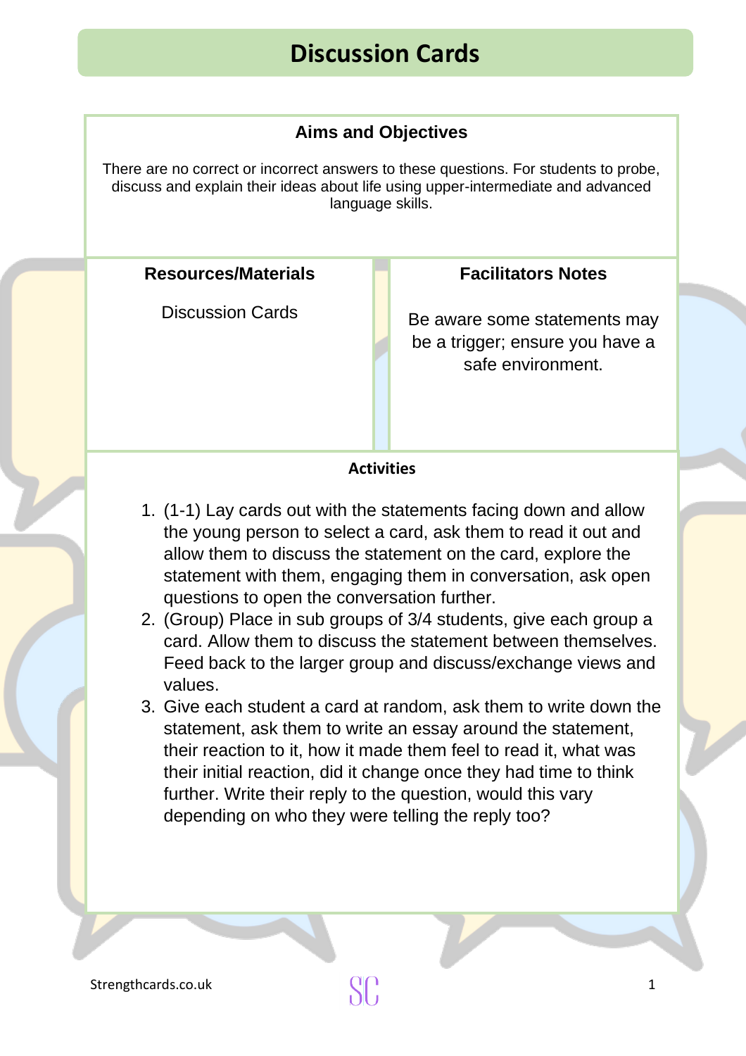# Discussion Cards

## Aims and Objectives

There are no correct or incorrect answers to these questions. For students to probe, discuss and explain their ideas about life using upper-intermediate and advanced language skills.

## Resources/Materials

Discussion Cards

## Facilitators Notes

Be aware some statements may be a trigger; ensure you have a safe environment.

## Activities

1. (1-1) Lay cards out with the statements facing down and allow the young person to select a card, ask them to read it out and allow them to discuss the statement on the card, explore the statement with them, engaging them in conversation, ask open questions to open the conversation further.
2. (Group) Place in sub groups of 3/4 students, give each group a card. Allow them to discuss the statement between themselves. Feed back to the larger group and discuss/exchange views and values.
3. Give each student a card at random, ask them to write down the statement, ask them to write an essay around the statement, their reaction to it, how it made them feel to read it, what was their initial reaction, did it change once they had time to think further. Write their reply to the question, would this vary depending on who they were telling the reply too?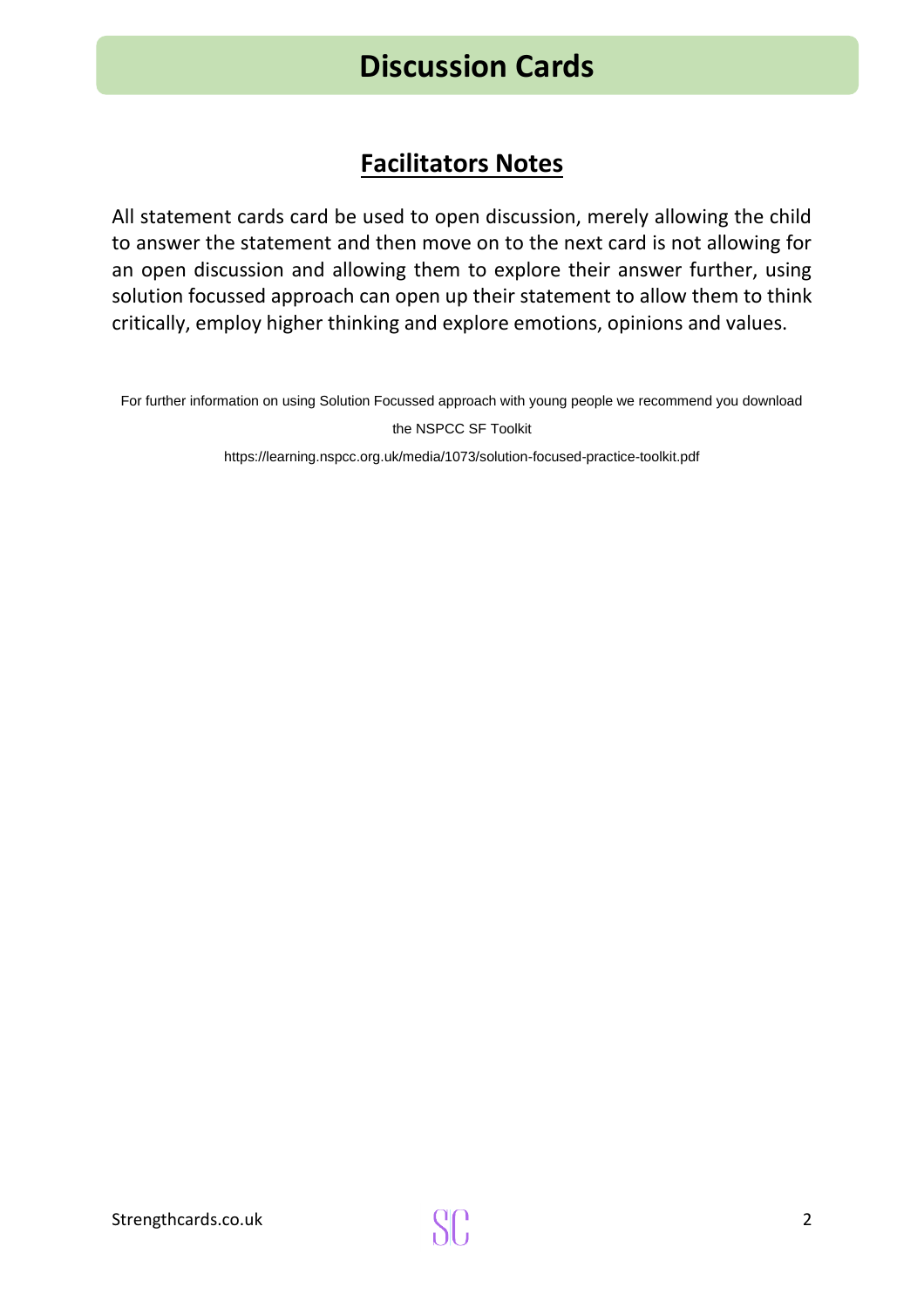# Discussion Cards

## Facilitators Notes

All statement cards card be used to open discussion, merely allowing the child to answer the statement and then move on to the next card is not allowing for an open discussion and allowing them to explore their answer further, using solution focussed approach can open up their statement to allow them to think critically, employ higher thinking and explore emotions, opinions and values.

For further information on using Solution Focussed approach with young people we recommend you download the NSPCC SF Toolkit

https://learning.nspcc.org.uk/media/1073/solution-focused-practice-toolkit.pdf